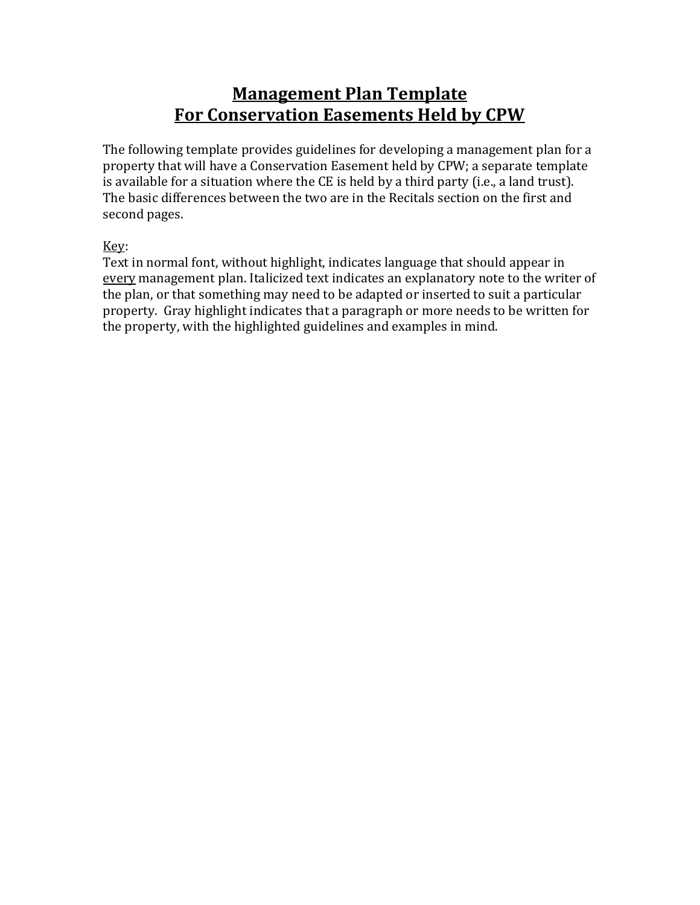# Management Plan Template
# For Conservation Easements Held by CPW

The following template provides guidelines for developing a management plan for a property that will have a Conservation Easement held by CPW; a separate template is available for a situation where the CE is held by a third party (i.e., a land trust). The basic differences between the two are in the Recitals section on the first and second pages.

Key:

Text in normal font, without highlight, indicates language that should appear in every management plan. Italicized text indicates an explanatory note to the writer of the plan, or that something may need to be adapted or inserted to suit a particular property. Gray highlight indicates that a paragraph or more needs to be written for the property, with the highlighted guidelines and examples in mind.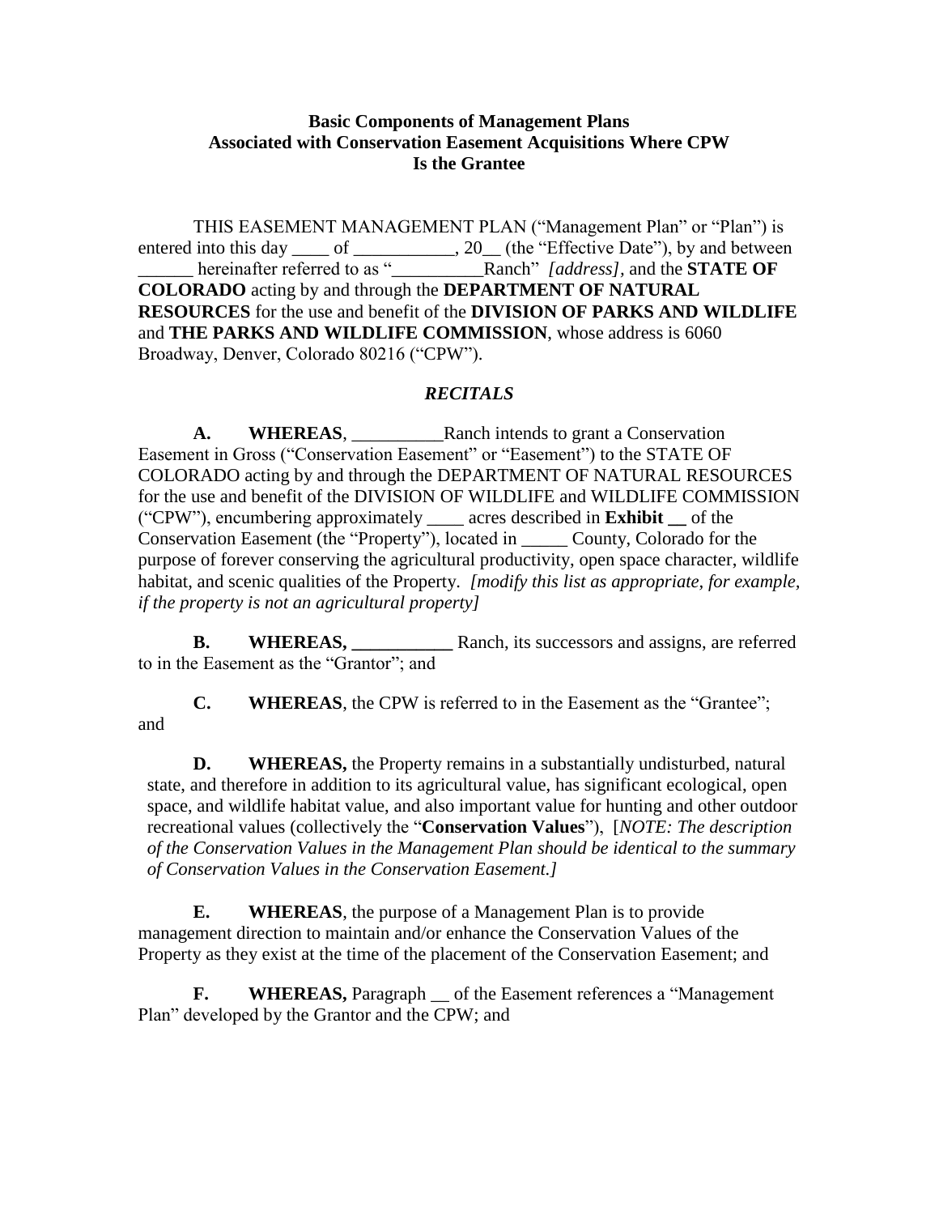**Basic Components of Management Plans**
**Associated with Conservation Easement Acquisitions Where CPW**
**Is the Grantee**

THIS EASEMENT MANAGEMENT PLAN ("Management Plan" or "Plan") is entered into this day ____ of ___________, 20__ (the "Effective Date"), by and between ______ hereinafter referred to as "__________Ranch" *[address]*, and the **STATE OF COLORADO** acting by and through the **DEPARTMENT OF NATURAL RESOURCES** for the use and benefit of the **DIVISION OF PARKS AND WILDLIFE** and **THE PARKS AND WILDLIFE COMMISSION**, whose address is 6060 Broadway, Denver, Colorado 80216 ("CPW").

***RECITALS***

**A. WHEREAS**, __________Ranch intends to grant a Conservation Easement in Gross ("Conservation Easement" or "Easement") to the STATE OF COLORADO acting by and through the DEPARTMENT OF NATURAL RESOURCES for the use and benefit of the DIVISION OF WILDLIFE and WILDLIFE COMMISSION ("CPW"), encumbering approximately ____ acres described in **Exhibit __** of the Conservation Easement (the "Property"), located in _____ County, Colorado for the purpose of forever conserving the agricultural productivity, open space character, wildlife habitat, and scenic qualities of the Property. *[modify this list as appropriate, for example, if the property is not an agricultural property]*

**B. WHEREAS, ___________** Ranch, its successors and assigns, are referred to in the Easement as the "Grantor"; and

**C. WHEREAS**, the CPW is referred to in the Easement as the "Grantee"; and

**D. WHEREAS,** the Property remains in a substantially undisturbed, natural state, and therefore in addition to its agricultural value, has significant ecological, open space, and wildlife habitat value, and also important value for hunting and other outdoor recreational values (collectively the "**Conservation Values**"), [*NOTE: The description of the Conservation Values in the Management Plan should be identical to the summary of Conservation Values in the Conservation Easement.]*

**E. WHEREAS**, the purpose of a Management Plan is to provide management direction to maintain and/or enhance the Conservation Values of the Property as they exist at the time of the placement of the Conservation Easement; and

**F. WHEREAS,** Paragraph __ of the Easement references a "Management Plan" developed by the Grantor and the CPW; and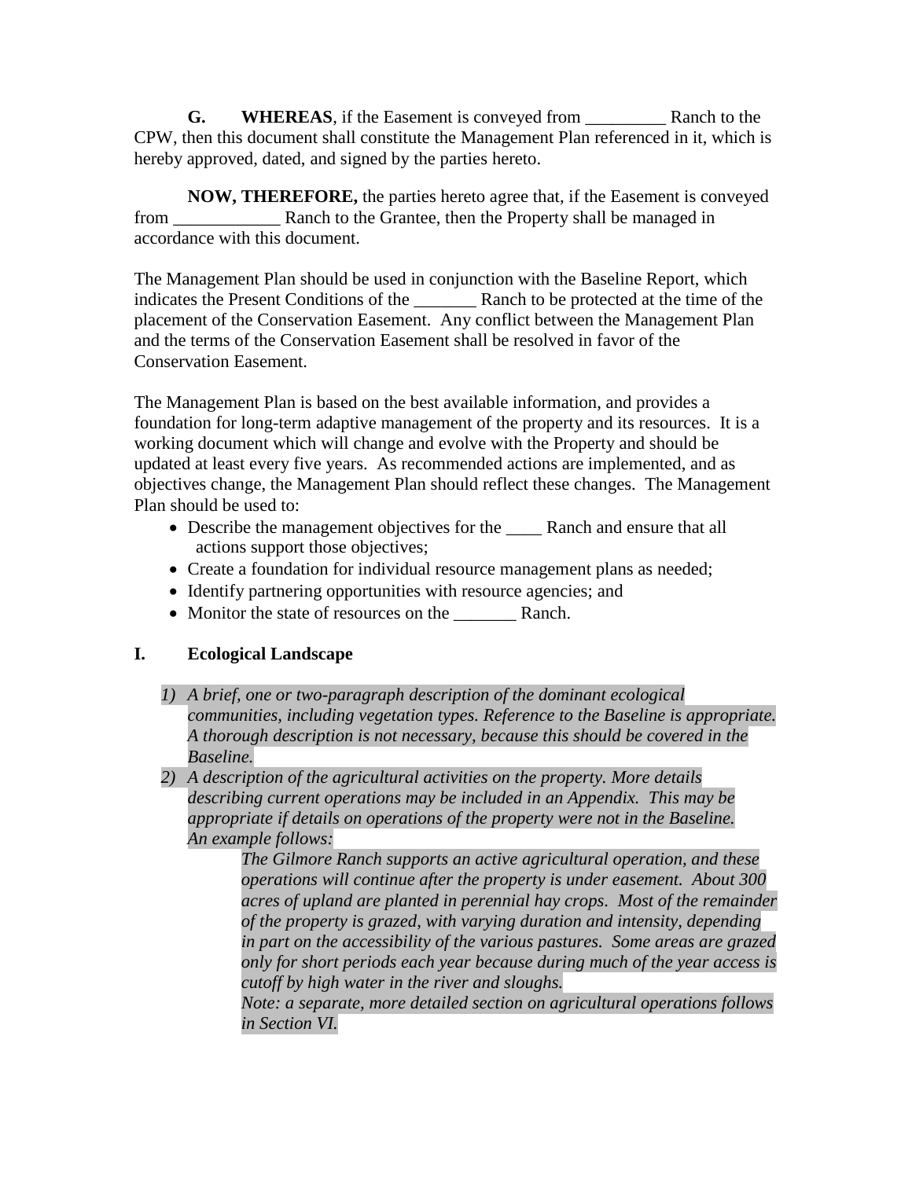**G.** **WHEREAS**, if the Easement is conveyed from _________ Ranch to the CPW, then this document shall constitute the Management Plan referenced in it, which is hereby approved, dated, and signed by the parties hereto.

**NOW, THEREFORE,** the parties hereto agree that, if the Easement is conveyed from ____________ Ranch to the Grantee, then the Property shall be managed in accordance with this document.

The Management Plan should be used in conjunction with the Baseline Report, which indicates the Present Conditions of the _______ Ranch to be protected at the time of the placement of the Conservation Easement. Any conflict between the Management Plan and the terms of the Conservation Easement shall be resolved in favor of the Conservation Easement.

The Management Plan is based on the best available information, and provides a foundation for long-term adaptive management of the property and its resources. It is a working document which will change and evolve with the Property and should be updated at least every five years. As recommended actions are implemented, and as objectives change, the Management Plan should reflect these changes. The Management Plan should be used to:

- Describe the management objectives for the ____ Ranch and ensure that all actions support those objectives;
- Create a foundation for individual resource management plans as needed;
- Identify partnering opportunities with resource agencies; and
- Monitor the state of resources on the _______ Ranch.

## I. Ecological Landscape

1) *A brief, one or two-paragraph description of the dominant ecological communities, including vegetation types. Reference to the Baseline is appropriate. A thorough description is not necessary, because this should be covered in the Baseline.*
2) *A description of the agricultural activities on the property. More details describing current operations may be included in an Appendix. This may be appropriate if details on operations of the property were not in the Baseline. An example follows:*

   *The Gilmore Ranch supports an active agricultural operation, and these operations will continue after the property is under easement. About 300 acres of upland are planted in perennial hay crops. Most of the remainder of the property is grazed, with varying duration and intensity, depending in part on the accessibility of the various pastures. Some areas are grazed only for short periods each year because during much of the year access is cutoff by high water in the river and sloughs.*

   *Note: a separate, more detailed section on agricultural operations follows in Section VI.*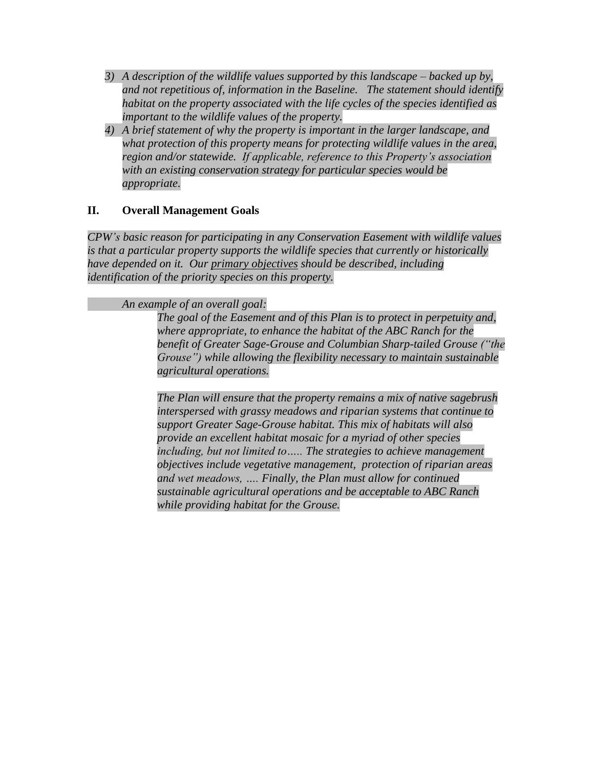3) *A description of the wildlife values supported by this landscape – backed up by, and not repetitious of, information in the Baseline. The statement should identify habitat on the property associated with the life cycles of the species identified as important to the wildlife values of the property.*
4) *A brief statement of why the property is important in the larger landscape, and what protection of this property means for protecting wildlife values in the area, region and/or statewide. If applicable, reference to this Property's association with an existing conservation strategy for particular species would be appropriate.*

## II. Overall Management Goals

*CPW's basic reason for participating in any Conservation Easement with wildlife values is that a particular property supports the wildlife species that currently or historically have depended on it. Our primary objectives should be described, including identification of the priority species on this property.*

*An example of an overall goal:*

> *The goal of the Easement and of this Plan is to protect in perpetuity and, where appropriate, to enhance the habitat of the ABC Ranch for the benefit of Greater Sage-Grouse and Columbian Sharp-tailed Grouse ("the Grouse") while allowing the flexibility necessary to maintain sustainable agricultural operations.*
>
> *The Plan will ensure that the property remains a mix of native sagebrush interspersed with grassy meadows and riparian systems that continue to support Greater Sage-Grouse habitat. This mix of habitats will also provide an excellent habitat mosaic for a myriad of other species including, but not limited to….. The strategies to achieve management objectives include vegetative management, protection of riparian areas and wet meadows, …. Finally, the Plan must allow for continued sustainable agricultural operations and be acceptable to ABC Ranch while providing habitat for the Grouse.*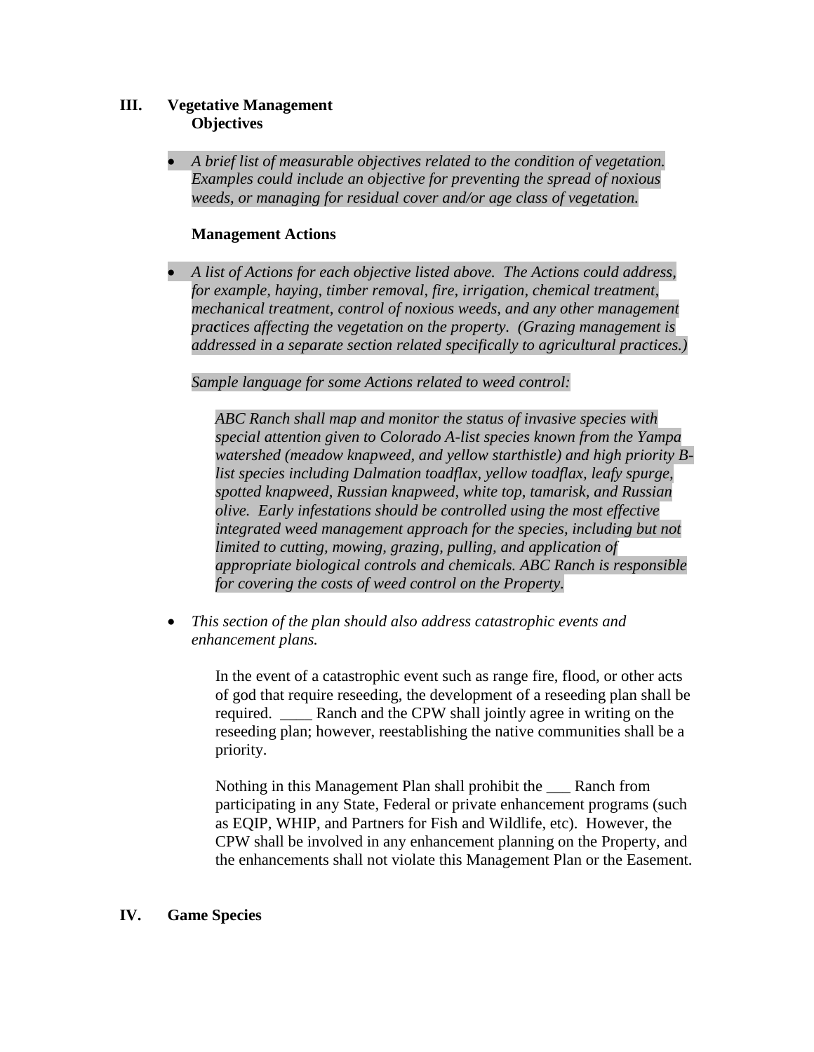## III. Vegetative Management

### Objectives

- *A brief list of measurable objectives related to the condition of vegetation. Examples could include an objective for preventing the spread of noxious weeds, or managing for residual cover and/or age class of vegetation.*

### Management Actions

- *A list of Actions for each objective listed above. The Actions could address, for example, haying, timber removal, fire, irrigation, chemical treatment, mechanical treatment, control of noxious weeds, and any other management practices affecting the vegetation on the property. (Grazing management is addressed in a separate section related specifically to agricultural practices.)*

  *Sample language for some Actions related to weed control:*

  > *ABC Ranch shall map and monitor the status of invasive species with special attention given to Colorado A-list species known from the Yampa watershed (meadow knapweed, and yellow starthistle) and high priority B-list species including Dalmation toadflax, yellow toadflax, leafy spurge, spotted knapweed, Russian knapweed, white top, tamarisk, and Russian olive. Early infestations should be controlled using the most effective integrated weed management approach for the species, including but not limited to cutting, mowing, grazing, pulling, and application of appropriate biological controls and chemicals. ABC Ranch is responsible for covering the costs of weed control on the Property.*

- *This section of the plan should also address catastrophic events and enhancement plans.*

  > In the event of a catastrophic event such as range fire, flood, or other acts of god that require reseeding, the development of a reseeding plan shall be required. ____ Ranch and the CPW shall jointly agree in writing on the reseeding plan; however, reestablishing the native communities shall be a priority.
  >
  > Nothing in this Management Plan shall prohibit the ___ Ranch from participating in any State, Federal or private enhancement programs (such as EQIP, WHIP, and Partners for Fish and Wildlife, etc). However, the CPW shall be involved in any enhancement planning on the Property, and the enhancements shall not violate this Management Plan or the Easement.

## IV. Game Species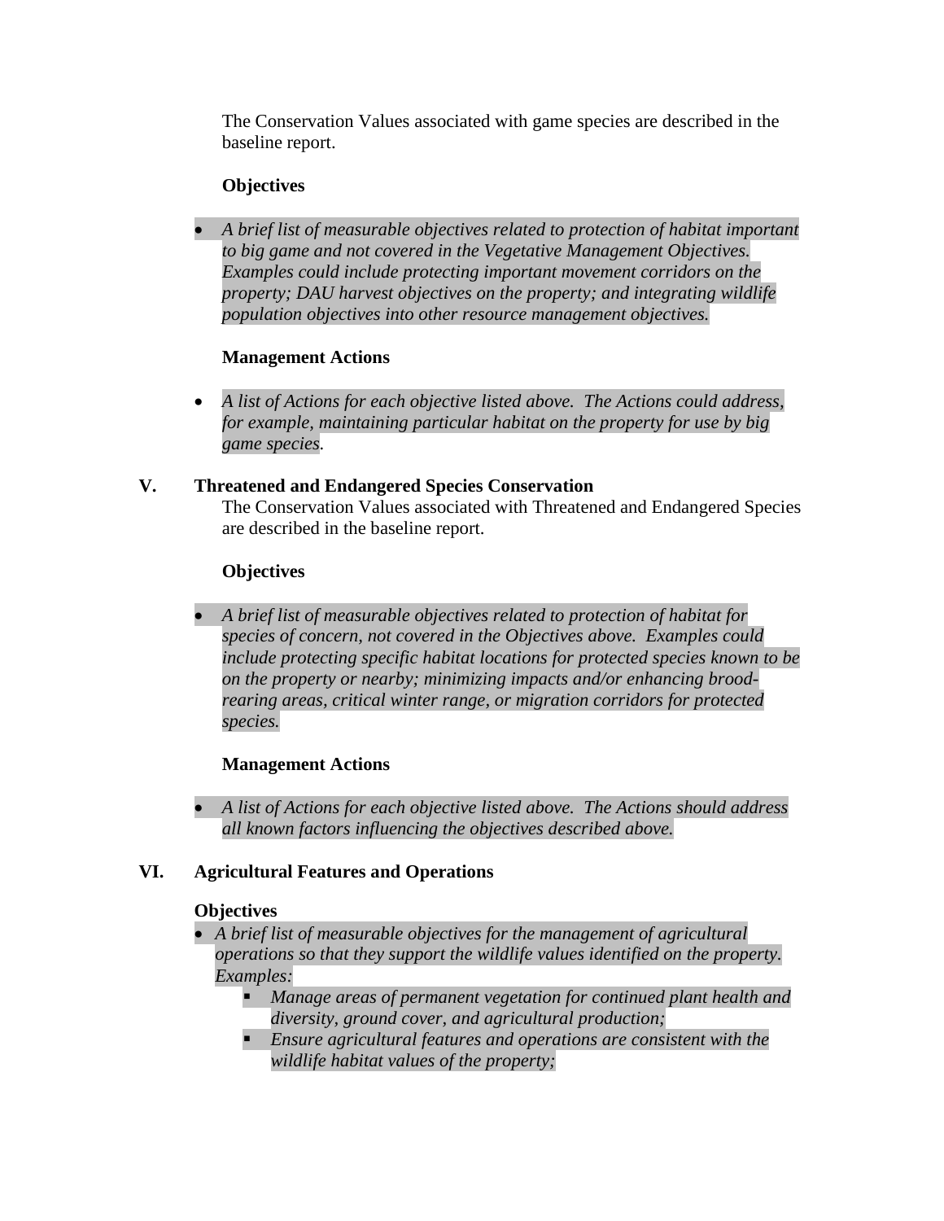The Conservation Values associated with game species are described in the baseline report.

**Objectives**

- *A brief list of measurable objectives related to protection of habitat important to big game and not covered in the Vegetative Management Objectives. Examples could include protecting important movement corridors on the property; DAU harvest objectives on the property; and integrating wildlife population objectives into other resource management objectives.*

**Management Actions**

- *A list of Actions for each objective listed above. The Actions could address, for example, maintaining particular habitat on the property for use by big game species.*

## V. Threatened and Endangered Species Conservation

The Conservation Values associated with Threatened and Endangered Species are described in the baseline report.

**Objectives**

- *A brief list of measurable objectives related to protection of habitat for species of concern, not covered in the Objectives above. Examples could include protecting specific habitat locations for protected species known to be on the property or nearby; minimizing impacts and/or enhancing brood-rearing areas, critical winter range, or migration corridors for protected species.*

**Management Actions**

- *A list of Actions for each objective listed above. The Actions should address all known factors influencing the objectives described above.*

## VI. Agricultural Features and Operations

**Objectives**

- *A brief list of measurable objectives for the management of agricultural operations so that they support the wildlife values identified on the property. Examples:*
  - *Manage areas of permanent vegetation for continued plant health and diversity, ground cover, and agricultural production;*
  - *Ensure agricultural features and operations are consistent with the wildlife habitat values of the property;*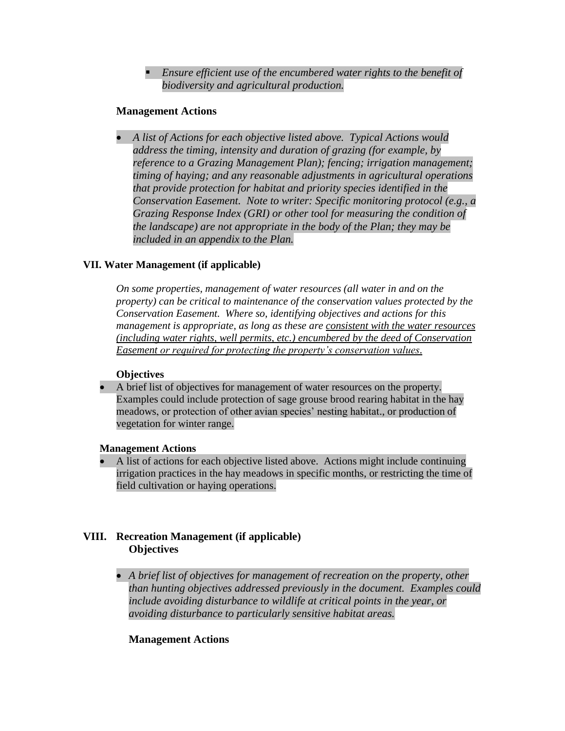- *Ensure efficient use of the encumbered water rights to the benefit of biodiversity and agricultural production.*

**Management Actions**

- *A list of Actions for each objective listed above. Typical Actions would address the timing, intensity and duration of grazing (for example, by reference to a Grazing Management Plan); fencing; irrigation management; timing of haying; and any reasonable adjustments in agricultural operations that provide protection for habitat and priority species identified in the Conservation Easement. Note to writer: Specific monitoring protocol (e.g., a Grazing Response Index (GRI) or other tool for measuring the condition of the landscape) are not appropriate in the body of the Plan; they may be included in an appendix to the Plan.*

## VII. Water Management (if applicable)

*On some properties, management of water resources (all water in and on the property) can be critical to maintenance of the conservation values protected by the Conservation Easement. Where so, identifying objectives and actions for this management is appropriate, as long as these are consistent with the water resources (including water rights, well permits, etc.) encumbered by the deed of Conservation Easement or required for protecting the property's conservation values.*

**Objectives**

- A brief list of objectives for management of water resources on the property. Examples could include protection of sage grouse brood rearing habitat in the hay meadows, or protection of other avian species' nesting habitat., or production of vegetation for winter range.

**Management Actions**

- A list of actions for each objective listed above. Actions might include continuing irrigation practices in the hay meadows in specific months, or restricting the time of field cultivation or haying operations.

## VIII. Recreation Management (if applicable)

**Objectives**

- *A brief list of objectives for management of recreation on the property, other than hunting objectives addressed previously in the document. Examples could include avoiding disturbance to wildlife at critical points in the year, or avoiding disturbance to particularly sensitive habitat areas.*

**Management Actions**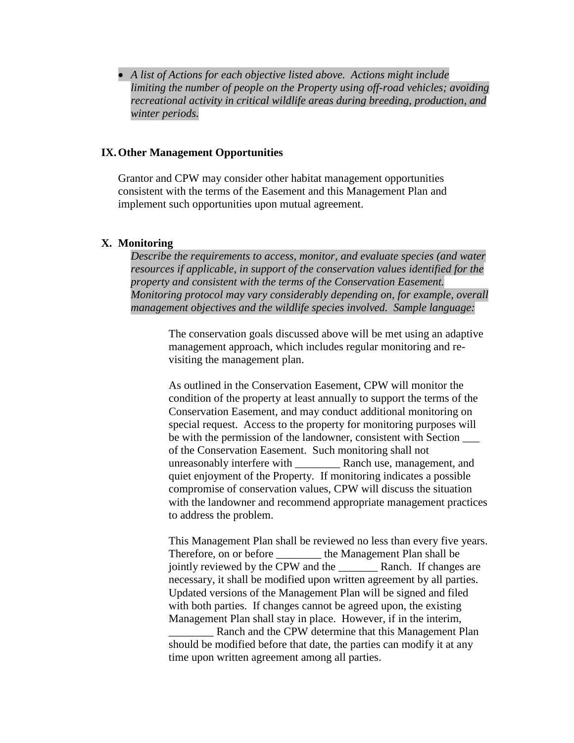- *A list of Actions for each objective listed above. Actions might include limiting the number of people on the Property using off-road vehicles; avoiding recreational activity in critical wildlife areas during breeding, production, and winter periods.*

## IX. Other Management Opportunities

Grantor and CPW may consider other habitat management opportunities consistent with the terms of the Easement and this Management Plan and implement such opportunities upon mutual agreement.

## X. Monitoring

*Describe the requirements to access, monitor, and evaluate species (and water resources if applicable, in support of the conservation values identified for the property and consistent with the terms of the Conservation Easement. Monitoring protocol may vary considerably depending on, for example, overall management objectives and the wildlife species involved. Sample language:*

> The conservation goals discussed above will be met using an adaptive management approach, which includes regular monitoring and re-visiting the management plan.
>
> As outlined in the Conservation Easement, CPW will monitor the condition of the property at least annually to support the terms of the Conservation Easement, and may conduct additional monitoring on special request. Access to the property for monitoring purposes will be with the permission of the landowner, consistent with Section ___ of the Conservation Easement. Such monitoring shall not unreasonably interfere with ________ Ranch use, management, and quiet enjoyment of the Property. If monitoring indicates a possible compromise of conservation values, CPW will discuss the situation with the landowner and recommend appropriate management practices to address the problem.
>
> This Management Plan shall be reviewed no less than every five years. Therefore, on or before ________ the Management Plan shall be jointly reviewed by the CPW and the _______ Ranch. If changes are necessary, it shall be modified upon written agreement by all parties. Updated versions of the Management Plan will be signed and filed with both parties. If changes cannot be agreed upon, the existing Management Plan shall stay in place. However, if in the interim, ________ Ranch and the CPW determine that this Management Plan should be modified before that date, the parties can modify it at any time upon written agreement among all parties.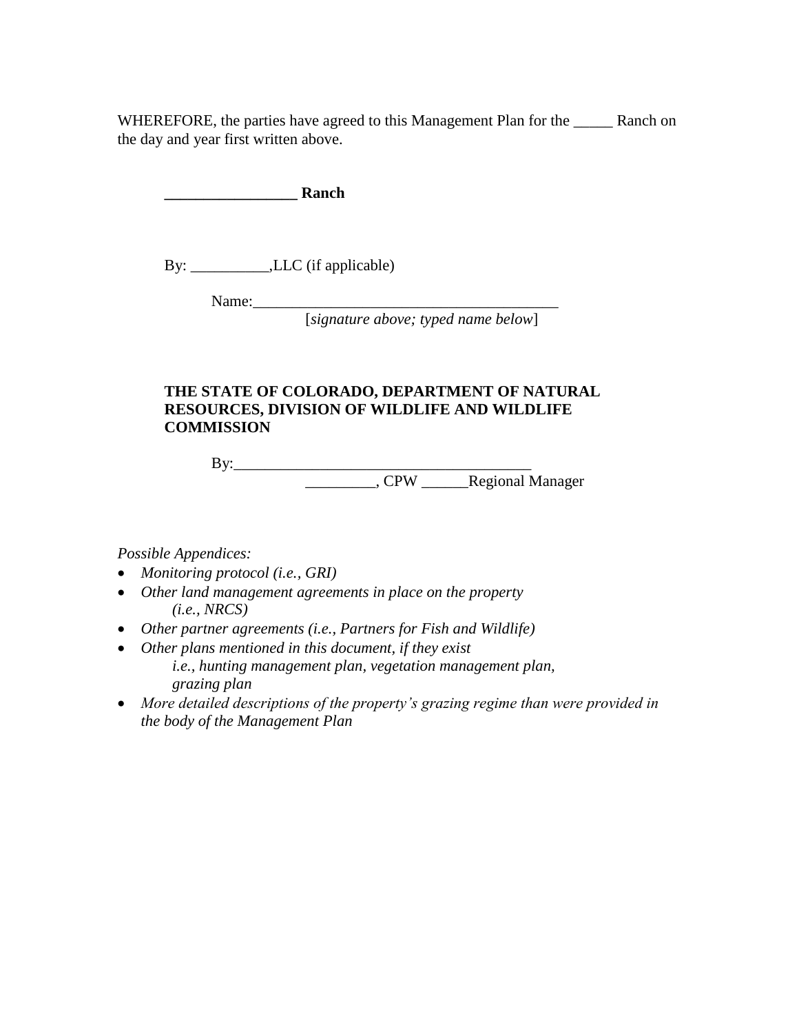WHEREFORE, the parties have agreed to this Management Plan for the _____ Ranch on the day and year first written above.

**_________________ Ranch**

By: __________,LLC (if applicable)

Name:________________________________________
[*signature above; typed name below*]

**THE STATE OF COLORADO, DEPARTMENT OF NATURAL RESOURCES, DIVISION OF WILDLIFE AND WILDLIFE COMMISSION**

By:_______________________________________
_________, CPW ______Regional Manager

*Possible Appendices:*

- *Monitoring protocol (i.e., GRI)*
- *Other land management agreements in place on the property (i.e., NRCS)*
- *Other partner agreements (i.e., Partners for Fish and Wildlife)*
- *Other plans mentioned in this document, if they exist i.e., hunting management plan, vegetation management plan, grazing plan*
- *More detailed descriptions of the property's grazing regime than were provided in the body of the Management Plan*